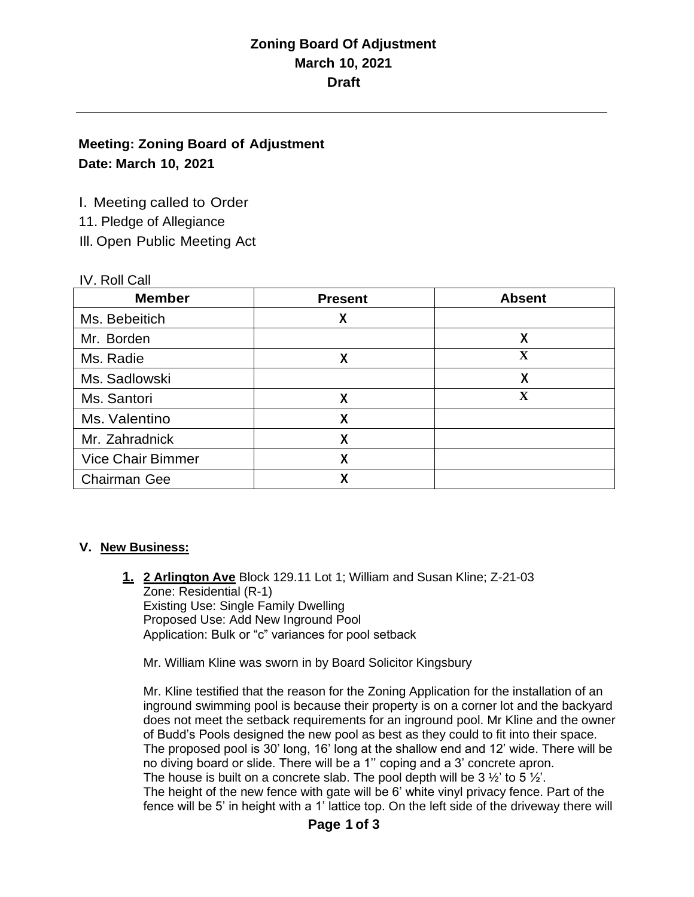# Zoning Board Of Adjustment
## March 10, 2021
## Draft

---

**Meeting: Zoning Board of Adjustment**
**Date: March 10, 2021**

I. Meeting called to Order
11. Pledge of Allegiance
Ill. Open Public Meeting Act

IV. Roll Call

| Member | Present | Absent |
|---|---|---|
| Ms. Bebeitich | X | |
| Mr. Borden | | X |
| Ms. Radie | X | X |
| Ms. Sadlowski | | X |
| Ms. Santori | X | X |
| Ms. Valentino | X | |
| Mr. Zahradnick | X | |
| Vice Chair Bimmer | X | |
| Chairman Gee | X | |

### V. New Business:

**1.** **2 Arlington Ave** Block 129.11 Lot 1; William and Susan Kline; Z-21-03
Zone: Residential (R-1)
Existing Use: Single Family Dwelling
Proposed Use: Add New Inground Pool
Application: Bulk or "c" variances for pool setback

Mr. William Kline was sworn in by Board Solicitor Kingsbury

Mr. Kline testified that the reason for the Zoning Application for the installation of an inground swimming pool is because their property is on a corner lot and the backyard does not meet the setback requirements for an inground pool. Mr Kline and the owner of Budd's Pools designed the new pool as best as they could to fit into their space. The proposed pool is 30' long, 16' long at the shallow end and 12' wide. There will be no diving board or slide. There will be a 1'' coping and a 3' concrete apron.
The house is built on a concrete slab. The pool depth will be 3 ½' to 5 ½'.
The height of the new fence with gate will be 6' white vinyl privacy fence. Part of the fence will be 5' in height with a 1' lattice top. On the left side of the driveway there will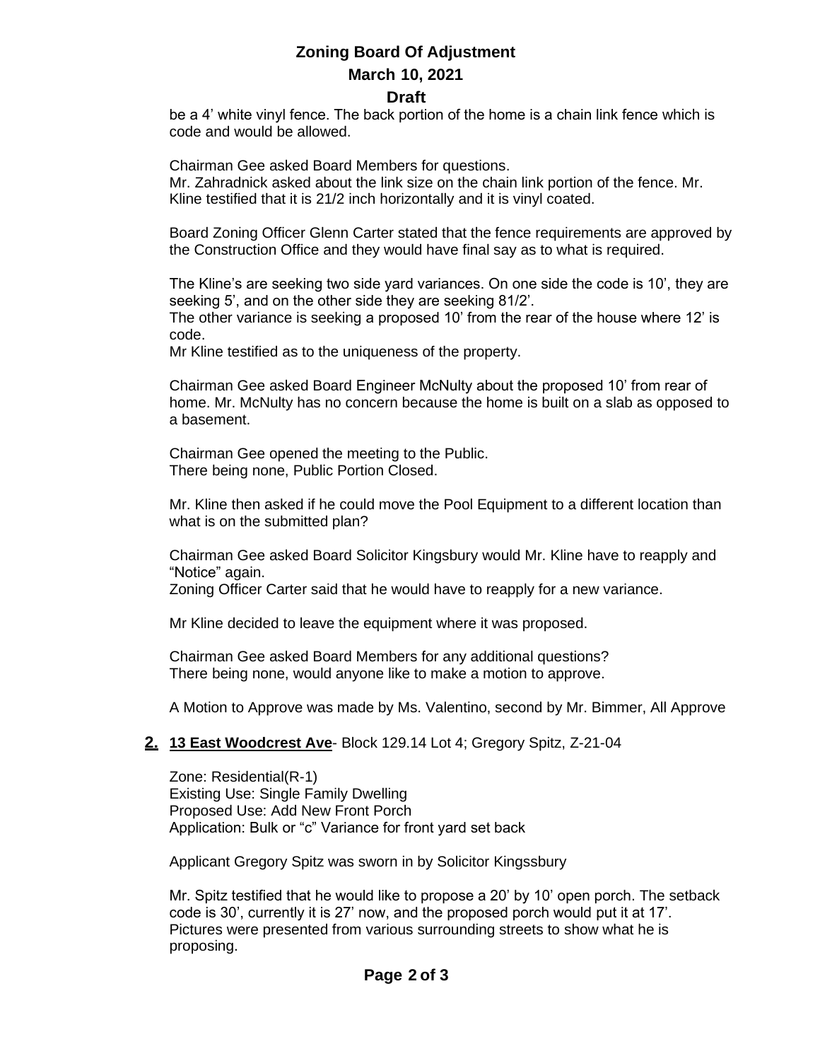be a 4' white vinyl fence. The back portion of the home is a chain link fence which is code and would be allowed.

Chairman Gee asked Board Members for questions.
Mr. Zahradnick asked about the link size on the chain link portion of the fence. Mr. Kline testified that it is 21/2 inch horizontally and it is vinyl coated.

Board Zoning Officer Glenn Carter stated that the fence requirements are approved by the Construction Office and they would have final say as to what is required.

The Kline's are seeking two side yard variances. On one side the code is 10', they are seeking 5', and on the other side they are seeking 81/2'.
The other variance is seeking a proposed 10' from the rear of the house where 12' is code.
Mr Kline testified as to the uniqueness of the property.

Chairman Gee asked Board Engineer McNulty about the proposed 10' from rear of home. Mr. McNulty has no concern because the home is built on a slab as opposed to a basement.

Chairman Gee opened the meeting to the Public.
There being none, Public Portion Closed.

Mr. Kline then asked if he could move the Pool Equipment to a different location than what is on the submitted plan?

Chairman Gee asked Board Solicitor Kingsbury would Mr. Kline have to reapply and "Notice" again.
Zoning Officer Carter said that he would have to reapply for a new variance.

Mr Kline decided to leave the equipment where it was proposed.

Chairman Gee asked Board Members for any additional questions?
There being none, would anyone like to make a motion to approve.

A Motion to Approve was made by Ms. Valentino, second by Mr. Bimmer, All Approve

**2.** **13 East Woodcrest Ave**- Block 129.14 Lot 4; Gregory Spitz, Z-21-04

Zone: Residential(R-1)
Existing Use: Single Family Dwelling
Proposed Use: Add New Front Porch
Application: Bulk or "c" Variance for front yard set back

Applicant Gregory Spitz was sworn in by Solicitor Kingssbury

Mr. Spitz testified that he would like to propose a 20' by 10' open porch. The setback code is 30', currently it is 27' now, and the proposed porch would put it at 17'. Pictures were presented from various surrounding streets to show what he is proposing.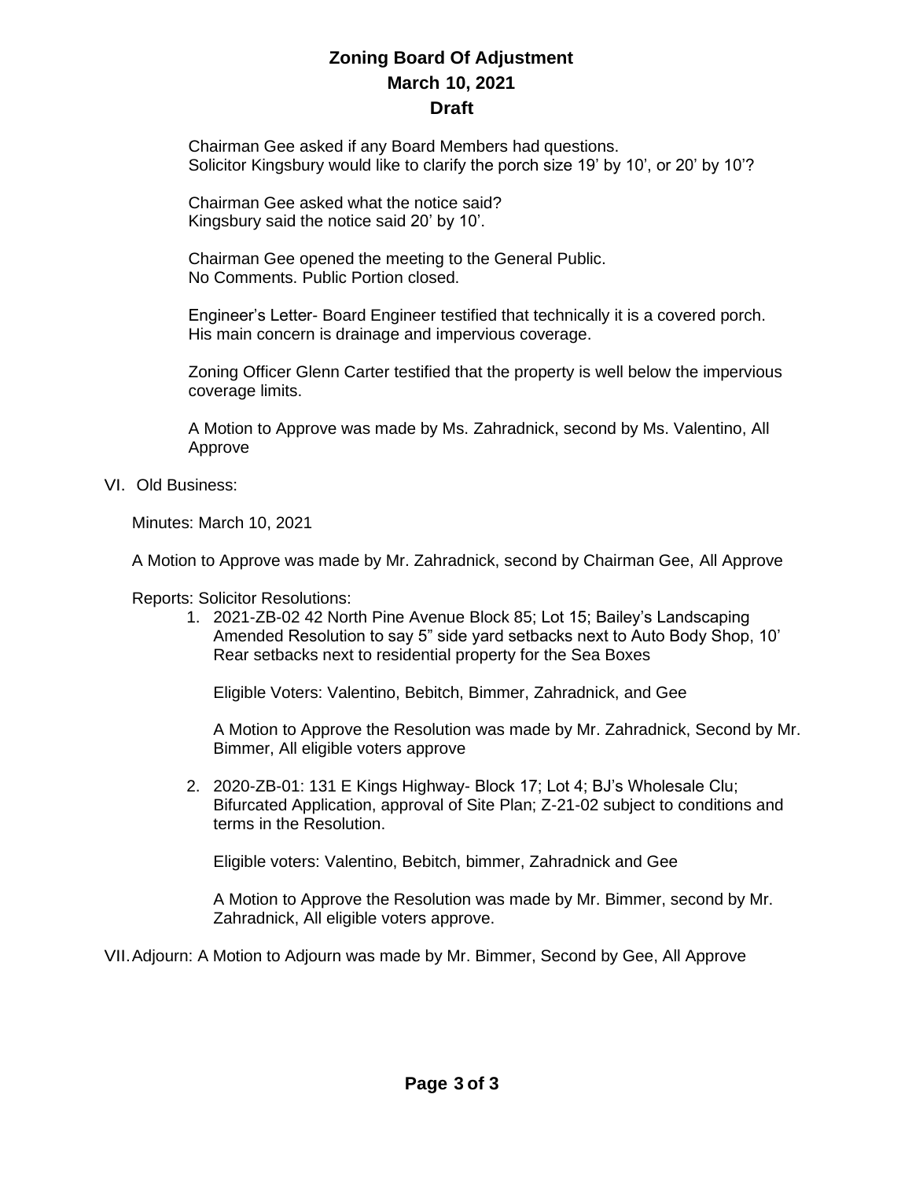Chairman Gee asked if any Board Members had questions.
Solicitor Kingsbury would like to clarify the porch size 19' by 10', or 20' by 10'?

Chairman Gee asked what the notice said?
Kingsbury said the notice said 20' by 10'.

Chairman Gee opened the meeting to the General Public.
No Comments. Public Portion closed.

Engineer's Letter- Board Engineer testified that technically it is a covered porch. His main concern is drainage and impervious coverage.

Zoning Officer Glenn Carter testified that the property is well below the impervious coverage limits.

A Motion to Approve was made by Ms. Zahradnick, second by Ms. Valentino, All Approve

VI. Old Business:

Minutes: March 10, 2021

A Motion to Approve was made by Mr. Zahradnick, second by Chairman Gee, All Approve

Reports: Solicitor Resolutions:

1. 2021-ZB-02 42 North Pine Avenue Block 85; Lot 15; Bailey's Landscaping Amended Resolution to say 5" side yard setbacks next to Auto Body Shop, 10' Rear setbacks next to residential property for the Sea Boxes

   Eligible Voters: Valentino, Bebitch, Bimmer, Zahradnick, and Gee

   A Motion to Approve the Resolution was made by Mr. Zahradnick, Second by Mr. Bimmer, All eligible voters approve

2. 2020-ZB-01: 131 E Kings Highway- Block 17; Lot 4; BJ's Wholesale Clu; Bifurcated Application, approval of Site Plan; Z-21-02 subject to conditions and terms in the Resolution.

   Eligible voters: Valentino, Bebitch, bimmer, Zahradnick and Gee

   A Motion to Approve the Resolution was made by Mr. Bimmer, second by Mr. Zahradnick, All eligible voters approve.

VII. Adjourn: A Motion to Adjourn was made by Mr. Bimmer, Second by Gee, All Approve